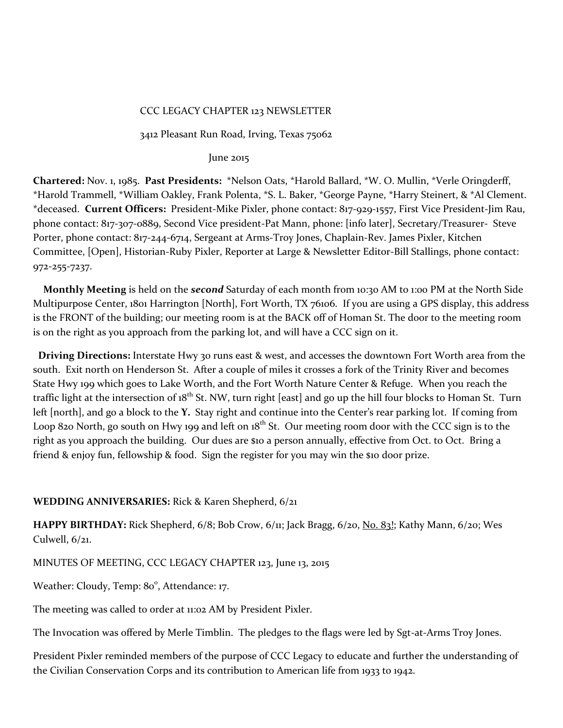CCC LEGACY CHAPTER 123 NEWSLETTER

3412 Pleasant Run Road, Irving, Texas 75062

June 2015

**Chartered:** Nov. 1, 1985. **Past Presidents:** *Nelson Oats, *Harold Ballard, *W. O. Mullin, *Verle Oringderff, *Harold Trammell, *William Oakley, Frank Polenta, *S. L. Baker, *George Payne, *Harry Steinert, & *Al Clement. *deceased. **Current Officers:** President-Mike Pixler, phone contact: 817-929-1557, First Vice President-Jim Rau, phone contact: 817-307-0889, Second Vice president-Pat Mann, phone: [info later], Secretary/Treasurer- Steve Porter, phone contact: 817-244-6714, Sergeant at Arms-Troy Jones, Chaplain-Rev. James Pixler, Kitchen Committee, [Open], Historian-Ruby Pixler, Reporter at Large & Newsletter Editor-Bill Stallings, phone contact: 972-255-7237.

**Monthly Meeting** is held on the ***second*** Saturday of each month from 10:30 AM to 1:00 PM at the North Side Multipurpose Center, 1801 Harrington [North], Fort Worth, TX 76106. If you are using a GPS display, this address is the FRONT of the building; our meeting room is at the BACK off of Homan St. The door to the meeting room is on the right as you approach from the parking lot, and will have a CCC sign on it.

**Driving Directions:** Interstate Hwy 30 runs east & west, and accesses the downtown Fort Worth area from the south. Exit north on Henderson St. After a couple of miles it crosses a fork of the Trinity River and becomes State Hwy 199 which goes to Lake Worth, and the Fort Worth Nature Center & Refuge. When you reach the traffic light at the intersection of 18th St. NW, turn right [east] and go up the hill four blocks to Homan St. Turn left [north], and go a block to the **Y.** Stay right and continue into the Center's rear parking lot. If coming from Loop 820 North, go south on Hwy 199 and left on 18th St. Our meeting room door with the CCC sign is to the right as you approach the building. Our dues are $10 a person annually, effective from Oct. to Oct. Bring a friend & enjoy fun, fellowship & food. Sign the register for you may win the $10 door prize.

**WEDDING ANNIVERSARIES:** Rick & Karen Shepherd, 6/21

**HAPPY BIRTHDAY:** Rick Shepherd, 6/8; Bob Crow, 6/11; Jack Bragg, 6/20, No. 83!; Kathy Mann, 6/20; Wes Culwell, 6/21.

MINUTES OF MEETING, CCC LEGACY CHAPTER 123, June 13, 2015

Weather: Cloudy, Temp: 80°, Attendance: 17.

The meeting was called to order at 11:02 AM by President Pixler.

The Invocation was offered by Merle Timblin. The pledges to the flags were led by Sgt-at-Arms Troy Jones.

President Pixler reminded members of the purpose of CCC Legacy to educate and further the understanding of the Civilian Conservation Corps and its contribution to American life from 1933 to 1942.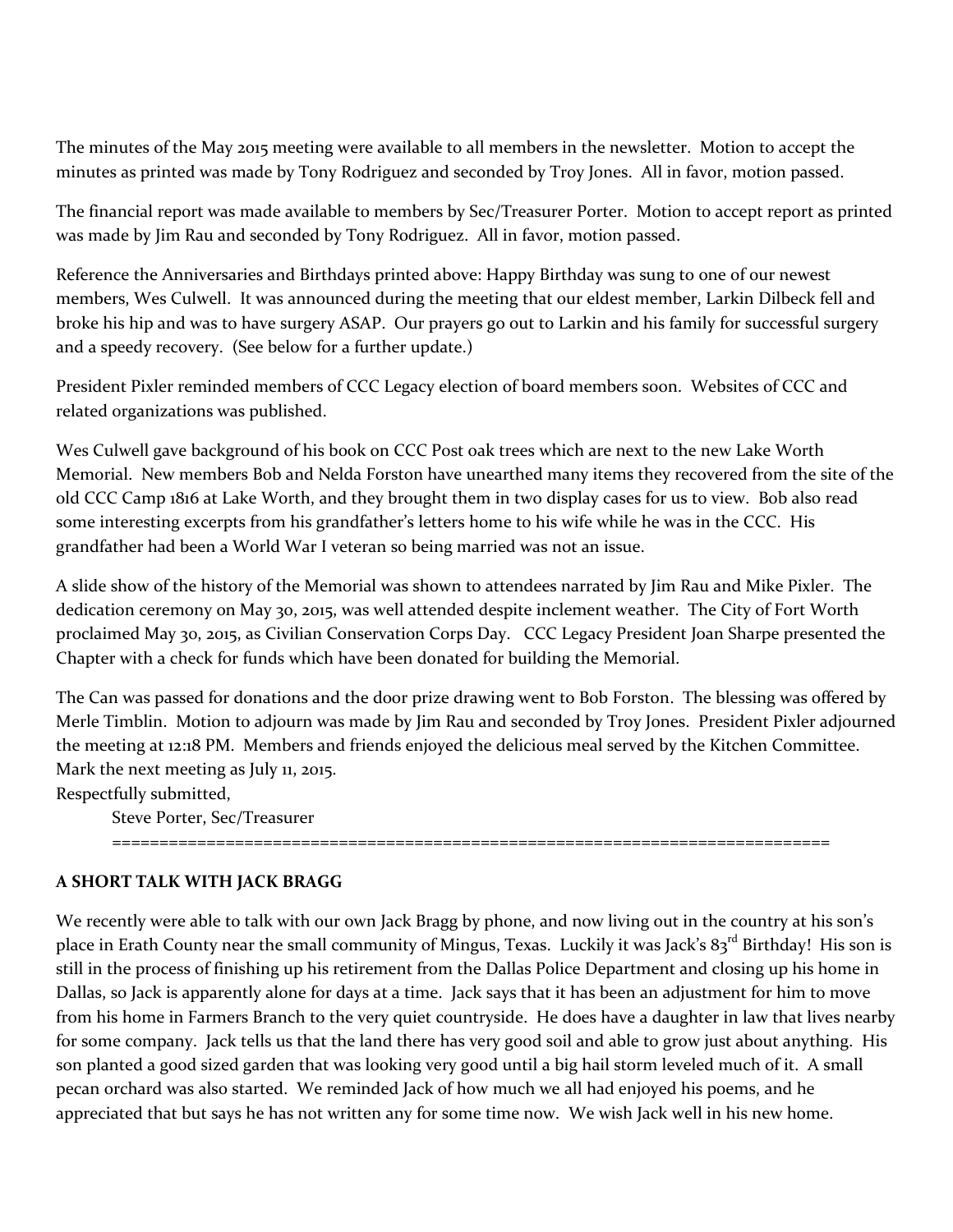The minutes of the May 2015 meeting were available to all members in the newsletter. Motion to accept the minutes as printed was made by Tony Rodriguez and seconded by Troy Jones. All in favor, motion passed.

The financial report was made available to members by Sec/Treasurer Porter. Motion to accept report as printed was made by Jim Rau and seconded by Tony Rodriguez. All in favor, motion passed.

Reference the Anniversaries and Birthdays printed above: Happy Birthday was sung to one of our newest members, Wes Culwell. It was announced during the meeting that our eldest member, Larkin Dilbeck fell and broke his hip and was to have surgery ASAP. Our prayers go out to Larkin and his family for successful surgery and a speedy recovery. (See below for a further update.)

President Pixler reminded members of CCC Legacy election of board members soon. Websites of CCC and related organizations was published.

Wes Culwell gave background of his book on CCC Post oak trees which are next to the new Lake Worth Memorial. New members Bob and Nelda Forston have unearthed many items they recovered from the site of the old CCC Camp 1816 at Lake Worth, and they brought them in two display cases for us to view. Bob also read some interesting excerpts from his grandfather's letters home to his wife while he was in the CCC. His grandfather had been a World War I veteran so being married was not an issue.

A slide show of the history of the Memorial was shown to attendees narrated by Jim Rau and Mike Pixler. The dedication ceremony on May 30, 2015, was well attended despite inclement weather. The City of Fort Worth proclaimed May 30, 2015, as Civilian Conservation Corps Day. CCC Legacy President Joan Sharpe presented the Chapter with a check for funds which have been donated for building the Memorial.

The Can was passed for donations and the door prize drawing went to Bob Forston. The blessing was offered by Merle Timblin. Motion to adjourn was made by Jim Rau and seconded by Troy Jones. President Pixler adjourned the meeting at 12:18 PM. Members and friends enjoyed the delicious meal served by the Kitchen Committee. Mark the next meeting as July 11, 2015.
Respectfully submitted,

Steve Porter, Sec/Treasurer

==========================================================================

**A SHORT TALK WITH JACK BRAGG**

We recently were able to talk with our own Jack Bragg by phone, and now living out in the country at his son's place in Erath County near the small community of Mingus, Texas. Luckily it was Jack's 83rd Birthday! His son is still in the process of finishing up his retirement from the Dallas Police Department and closing up his home in Dallas, so Jack is apparently alone for days at a time. Jack says that it has been an adjustment for him to move from his home in Farmers Branch to the very quiet countryside. He does have a daughter in law that lives nearby for some company. Jack tells us that the land there has very good soil and able to grow just about anything. His son planted a good sized garden that was looking very good until a big hail storm leveled much of it. A small pecan orchard was also started. We reminded Jack of how much we all had enjoyed his poems, and he appreciated that but says he has not written any for some time now. We wish Jack well in his new home.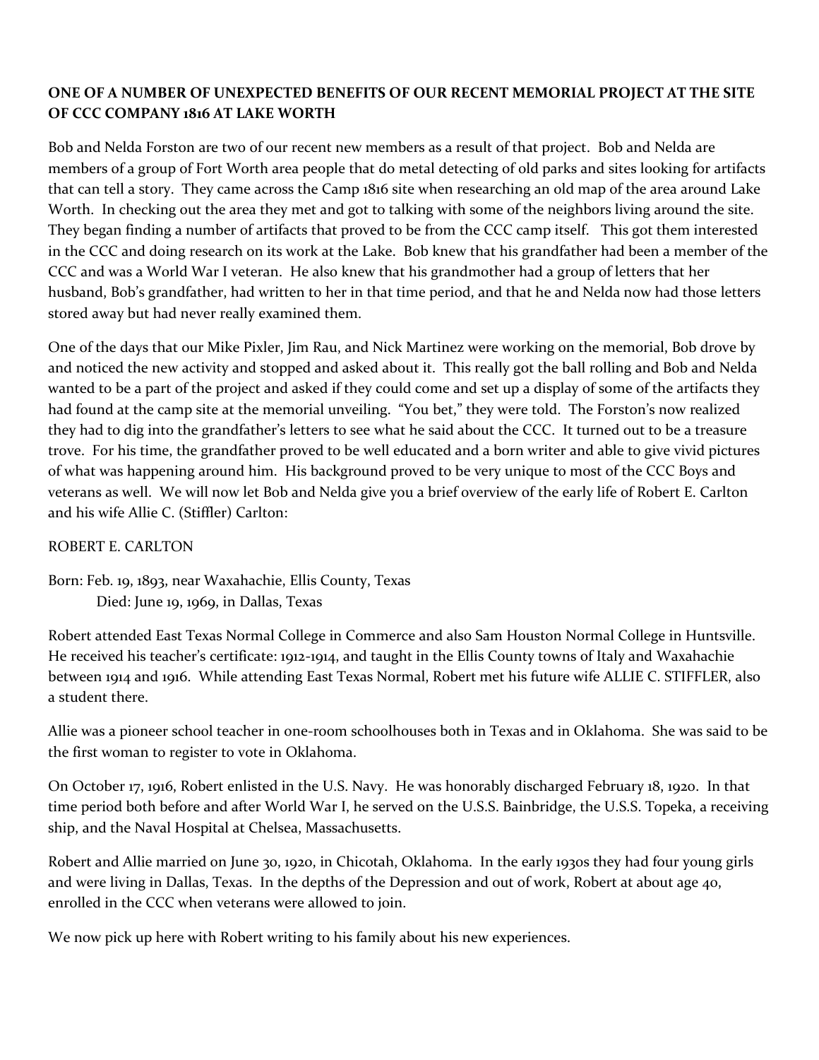**ONE OF A NUMBER OF UNEXPECTED BENEFITS OF OUR RECENT MEMORIAL PROJECT AT THE SITE OF CCC COMPANY 1816 AT LAKE WORTH**

Bob and Nelda Forston are two of our recent new members as a result of that project. Bob and Nelda are members of a group of Fort Worth area people that do metal detecting of old parks and sites looking for artifacts that can tell a story. They came across the Camp 1816 site when researching an old map of the area around Lake Worth. In checking out the area they met and got to talking with some of the neighbors living around the site. They began finding a number of artifacts that proved to be from the CCC camp itself. This got them interested in the CCC and doing research on its work at the Lake. Bob knew that his grandfather had been a member of the CCC and was a World War I veteran. He also knew that his grandmother had a group of letters that her husband, Bob's grandfather, had written to her in that time period, and that he and Nelda now had those letters stored away but had never really examined them.

One of the days that our Mike Pixler, Jim Rau, and Nick Martinez were working on the memorial, Bob drove by and noticed the new activity and stopped and asked about it. This really got the ball rolling and Bob and Nelda wanted to be a part of the project and asked if they could come and set up a display of some of the artifacts they had found at the camp site at the memorial unveiling. "You bet," they were told. The Forston's now realized they had to dig into the grandfather's letters to see what he said about the CCC. It turned out to be a treasure trove. For his time, the grandfather proved to be well educated and a born writer and able to give vivid pictures of what was happening around him. His background proved to be very unique to most of the CCC Boys and veterans as well. We will now let Bob and Nelda give you a brief overview of the early life of Robert E. Carlton and his wife Allie C. (Stiffler) Carlton:

ROBERT E. CARLTON

Born: Feb. 19, 1893, near Waxahachie, Ellis County, Texas
Died: June 19, 1969, in Dallas, Texas

Robert attended East Texas Normal College in Commerce and also Sam Houston Normal College in Huntsville. He received his teacher's certificate: 1912-1914, and taught in the Ellis County towns of Italy and Waxahachie between 1914 and 1916. While attending East Texas Normal, Robert met his future wife ALLIE C. STIFFLER, also a student there.

Allie was a pioneer school teacher in one-room schoolhouses both in Texas and in Oklahoma. She was said to be the first woman to register to vote in Oklahoma.

On October 17, 1916, Robert enlisted in the U.S. Navy. He was honorably discharged February 18, 1920. In that time period both before and after World War I, he served on the U.S.S. Bainbridge, the U.S.S. Topeka, a receiving ship, and the Naval Hospital at Chelsea, Massachusetts.

Robert and Allie married on June 30, 1920, in Chicotah, Oklahoma. In the early 1930s they had four young girls and were living in Dallas, Texas. In the depths of the Depression and out of work, Robert at about age 40, enrolled in the CCC when veterans were allowed to join.

We now pick up here with Robert writing to his family about his new experiences.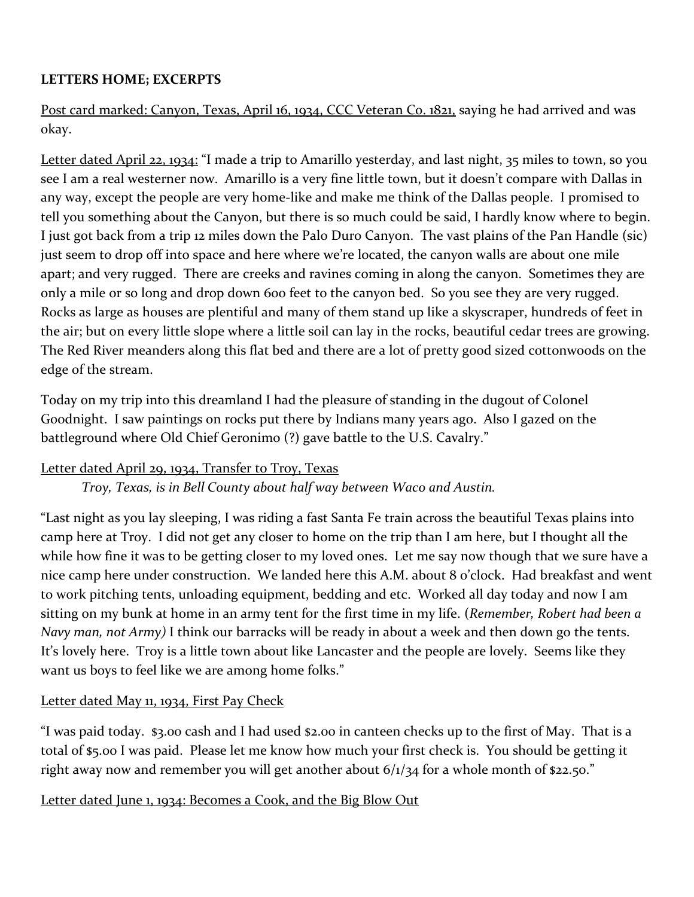**LETTERS HOME; EXCERPTS**

<u>Post card marked: Canyon, Texas, April 16, 1934, CCC Veteran Co. 1821,</u> saying he had arrived and was okay.

<u>Letter dated April 22, 1934:</u> "I made a trip to Amarillo yesterday, and last night, 35 miles to town, so you see I am a real westerner now. Amarillo is a very fine little town, but it doesn't compare with Dallas in any way, except the people are very home-like and make me think of the Dallas people. I promised to tell you something about the Canyon, but there is so much could be said, I hardly know where to begin. I just got back from a trip 12 miles down the Palo Duro Canyon. The vast plains of the Pan Handle (sic) just seem to drop off into space and here where we're located, the canyon walls are about one mile apart; and very rugged. There are creeks and ravines coming in along the canyon. Sometimes they are only a mile or so long and drop down 600 feet to the canyon bed. So you see they are very rugged. Rocks as large as houses are plentiful and many of them stand up like a skyscraper, hundreds of feet in the air; but on every little slope where a little soil can lay in the rocks, beautiful cedar trees are growing. The Red River meanders along this flat bed and there are a lot of pretty good sized cottonwoods on the edge of the stream.

Today on my trip into this dreamland I had the pleasure of standing in the dugout of Colonel Goodnight. I saw paintings on rocks put there by Indians many years ago. Also I gazed on the battleground where Old Chief Geronimo (?) gave battle to the U.S. Cavalry."

<u>Letter dated April 29, 1934, Transfer to Troy, Texas</u>

*Troy, Texas, is in Bell County about half way between Waco and Austin.*

"Last night as you lay sleeping, I was riding a fast Santa Fe train across the beautiful Texas plains into camp here at Troy. I did not get any closer to home on the trip than I am here, but I thought all the while how fine it was to be getting closer to my loved ones. Let me say now though that we sure have a nice camp here under construction. We landed here this A.M. about 8 o'clock. Had breakfast and went to work pitching tents, unloading equipment, bedding and etc. Worked all day today and now I am sitting on my bunk at home in an army tent for the first time in my life. (*Remember, Robert had been a Navy man, not Army)* I think our barracks will be ready in about a week and then down go the tents. It's lovely here. Troy is a little town about like Lancaster and the people are lovely. Seems like they want us boys to feel like we are among home folks."

<u>Letter dated May 11, 1934, First Pay Check</u>

"I was paid today. $3.00 cash and I had used $2.00 in canteen checks up to the first of May. That is a total of $5.00 I was paid. Please let me know how much your first check is. You should be getting it right away now and remember you will get another about 6/1/34 for a whole month of $22.50."

<u>Letter dated June 1, 1934: Becomes a Cook, and the Big Blow Out</u>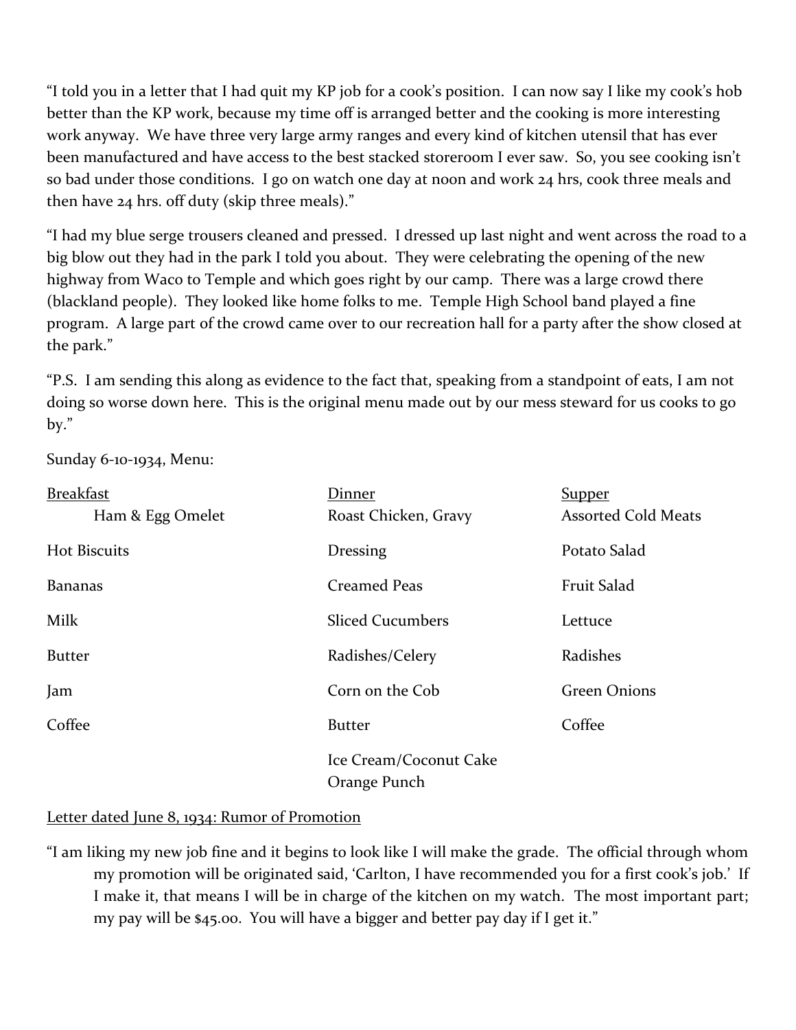"I told you in a letter that I had quit my KP job for a cook's position. I can now say I like my cook's hob better than the KP work, because my time off is arranged better and the cooking is more interesting work anyway. We have three very large army ranges and every kind of kitchen utensil that has ever been manufactured and have access to the best stacked storeroom I ever saw. So, you see cooking isn't so bad under those conditions. I go on watch one day at noon and work 24 hrs, cook three meals and then have 24 hrs. off duty (skip three meals)."

"I had my blue serge trousers cleaned and pressed. I dressed up last night and went across the road to a big blow out they had in the park I told you about. They were celebrating the opening of the new highway from Waco to Temple and which goes right by our camp. There was a large crowd there (blackland people). They looked like home folks to me. Temple High School band played a fine program. A large part of the crowd came over to our recreation hall for a party after the show closed at the park."

"P.S. I am sending this along as evidence to the fact that, speaking from a standpoint of eats, I am not doing so worse down here. This is the original menu made out by our mess steward for us cooks to go by."

Sunday 6-10-1934, Menu:

| Breakfast | Dinner | Supper |
|---|---|---|
| Ham & Egg Omelet | Roast Chicken, Gravy | Assorted Cold Meats |
| Hot Biscuits | Dressing | Potato Salad |
| Bananas | Creamed Peas | Fruit Salad |
| Milk | Sliced Cucumbers | Lettuce |
| Butter | Radishes/Celery | Radishes |
| Jam | Corn on the Cob | Green Onions |
| Coffee | Butter | Coffee |
| | Ice Cream/Coconut Cake | |
| | Orange Punch | |

Letter dated June 8, 1934: Rumor of Promotion

"I am liking my new job fine and it begins to look like I will make the grade. The official through whom my promotion will be originated said, 'Carlton, I have recommended you for a first cook's job.' If I make it, that means I will be in charge of the kitchen on my watch. The most important part; my pay will be $45.00. You will have a bigger and better pay day if I get it."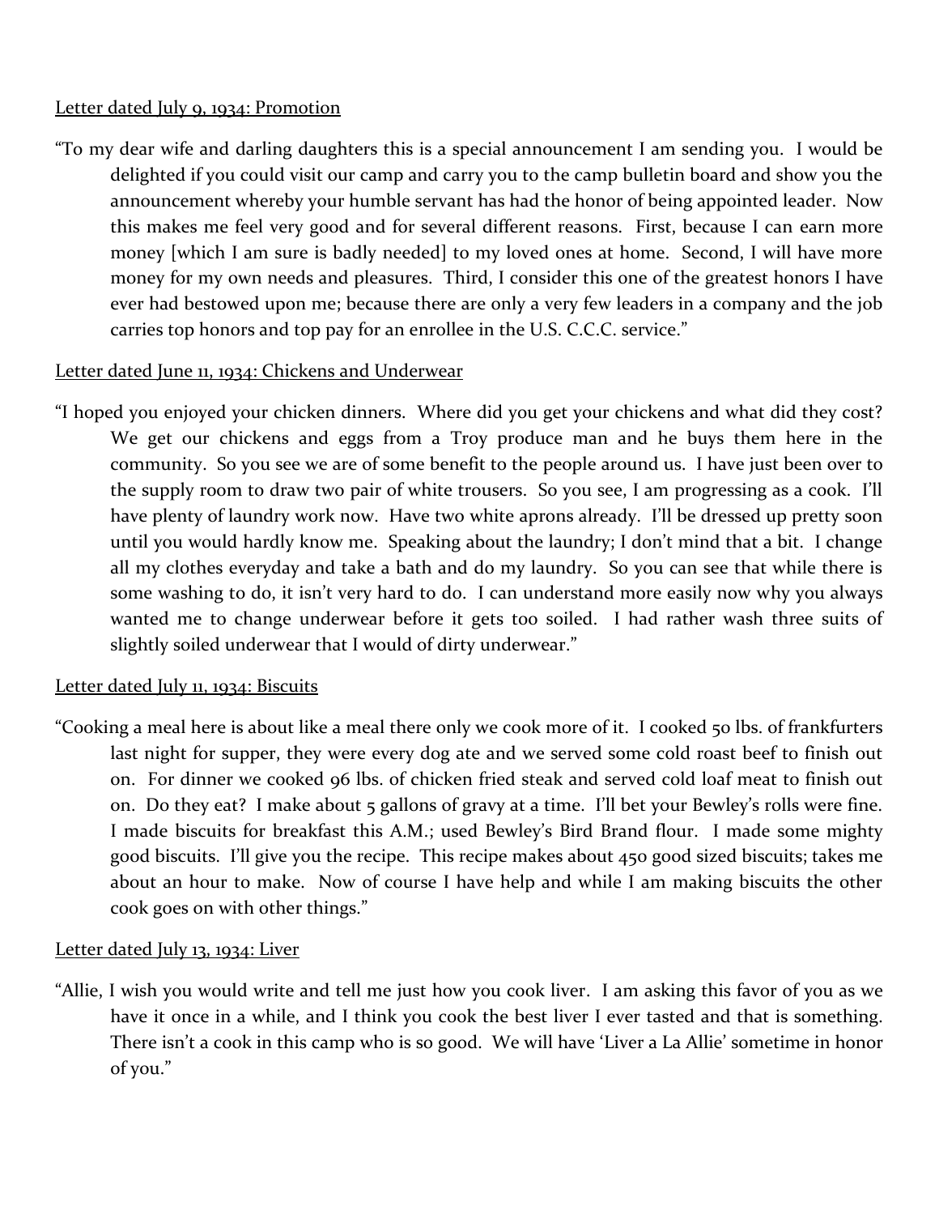Letter dated July 9, 1934: Promotion

"To my dear wife and darling daughters this is a special announcement I am sending you. I would be delighted if you could visit our camp and carry you to the camp bulletin board and show you the announcement whereby your humble servant has had the honor of being appointed leader. Now this makes me feel very good and for several different reasons. First, because I can earn more money [which I am sure is badly needed] to my loved ones at home. Second, I will have more money for my own needs and pleasures. Third, I consider this one of the greatest honors I have ever had bestowed upon me; because there are only a very few leaders in a company and the job carries top honors and top pay for an enrollee in the U.S. C.C.C. service."

Letter dated June 11, 1934: Chickens and Underwear

"I hoped you enjoyed your chicken dinners. Where did you get your chickens and what did they cost? We get our chickens and eggs from a Troy produce man and he buys them here in the community. So you see we are of some benefit to the people around us. I have just been over to the supply room to draw two pair of white trousers. So you see, I am progressing as a cook. I'll have plenty of laundry work now. Have two white aprons already. I'll be dressed up pretty soon until you would hardly know me. Speaking about the laundry; I don't mind that a bit. I change all my clothes everyday and take a bath and do my laundry. So you can see that while there is some washing to do, it isn't very hard to do. I can understand more easily now why you always wanted me to change underwear before it gets too soiled. I had rather wash three suits of slightly soiled underwear that I would of dirty underwear."

Letter dated July 11, 1934: Biscuits

"Cooking a meal here is about like a meal there only we cook more of it. I cooked 50 lbs. of frankfurters last night for supper, they were every dog ate and we served some cold roast beef to finish out on. For dinner we cooked 96 lbs. of chicken fried steak and served cold loaf meat to finish out on. Do they eat? I make about 5 gallons of gravy at a time. I'll bet your Bewley's rolls were fine. I made biscuits for breakfast this A.M.; used Bewley's Bird Brand flour. I made some mighty good biscuits. I'll give you the recipe. This recipe makes about 450 good sized biscuits; takes me about an hour to make. Now of course I have help and while I am making biscuits the other cook goes on with other things."

Letter dated July 13, 1934: Liver

"Allie, I wish you would write and tell me just how you cook liver. I am asking this favor of you as we have it once in a while, and I think you cook the best liver I ever tasted and that is something. There isn't a cook in this camp who is so good. We will have 'Liver a La Allie' sometime in honor of you."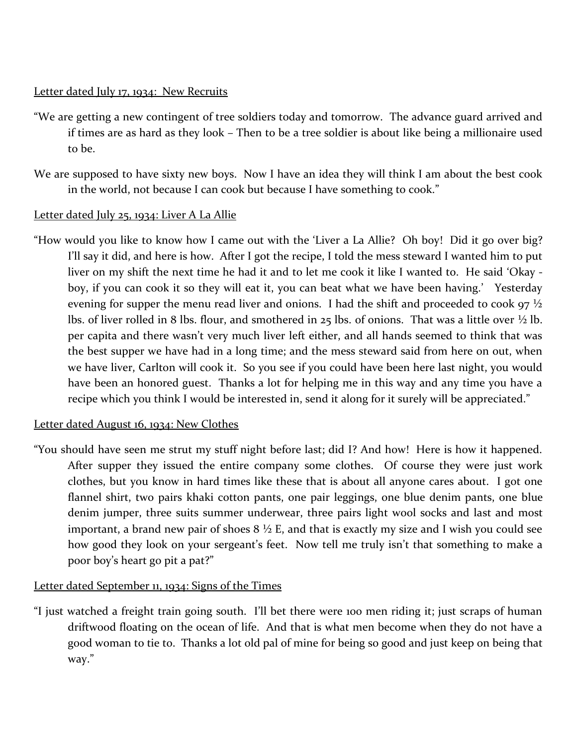Letter dated July 17, 1934: New Recruits

"We are getting a new contingent of tree soldiers today and tomorrow. The advance guard arrived and if times are as hard as they look – Then to be a tree soldier is about like being a millionaire used to be.

We are supposed to have sixty new boys. Now I have an idea they will think I am about the best cook in the world, not because I can cook but because I have something to cook."

Letter dated July 25, 1934: Liver A La Allie

"How would you like to know how I came out with the 'Liver a La Allie? Oh boy! Did it go over big? I'll say it did, and here is how. After I got the recipe, I told the mess steward I wanted him to put liver on my shift the next time he had it and to let me cook it like I wanted to. He said 'Okay - boy, if you can cook it so they will eat it, you can beat what we have been having.' Yesterday evening for supper the menu read liver and onions. I had the shift and proceeded to cook 97 ½ lbs. of liver rolled in 8 lbs. flour, and smothered in 25 lbs. of onions. That was a little over ½ lb. per capita and there wasn't very much liver left either, and all hands seemed to think that was the best supper we have had in a long time; and the mess steward said from here on out, when we have liver, Carlton will cook it. So you see if you could have been here last night, you would have been an honored guest. Thanks a lot for helping me in this way and any time you have a recipe which you think I would be interested in, send it along for it surely will be appreciated."

Letter dated August 16, 1934: New Clothes

"You should have seen me strut my stuff night before last; did I? And how! Here is how it happened. After supper they issued the entire company some clothes. Of course they were just work clothes, but you know in hard times like these that is about all anyone cares about. I got one flannel shirt, two pairs khaki cotton pants, one pair leggings, one blue denim pants, one blue denim jumper, three suits summer underwear, three pairs light wool socks and last and most important, a brand new pair of shoes 8 ½ E, and that is exactly my size and I wish you could see how good they look on your sergeant's feet. Now tell me truly isn't that something to make a poor boy's heart go pit a pat?"

Letter dated September 11, 1934: Signs of the Times

"I just watched a freight train going south. I'll bet there were 100 men riding it; just scraps of human driftwood floating on the ocean of life. And that is what men become when they do not have a good woman to tie to. Thanks a lot old pal of mine for being so good and just keep on being that way."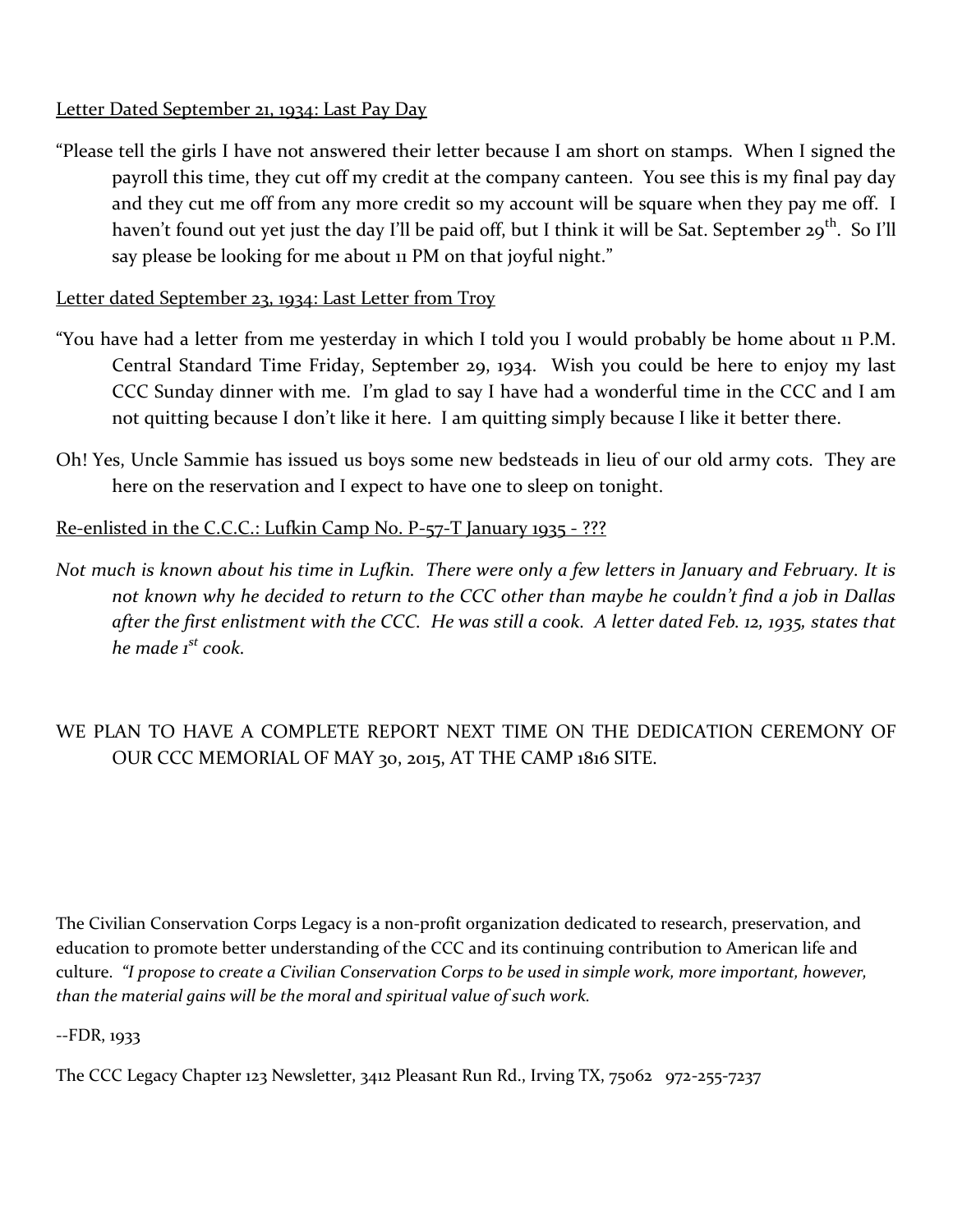Letter Dated September 21, 1934: Last Pay Day

"Please tell the girls I have not answered their letter because I am short on stamps. When I signed the payroll this time, they cut off my credit at the company canteen. You see this is my final pay day and they cut me off from any more credit so my account will be square when they pay me off. I haven't found out yet just the day I'll be paid off, but I think it will be Sat. September 29th. So I'll say please be looking for me about 11 PM on that joyful night."

Letter dated September 23, 1934: Last Letter from Troy

"You have had a letter from me yesterday in which I told you I would probably be home about 11 P.M. Central Standard Time Friday, September 29, 1934. Wish you could be here to enjoy my last CCC Sunday dinner with me. I'm glad to say I have had a wonderful time in the CCC and I am not quitting because I don't like it here. I am quitting simply because I like it better there.

Oh! Yes, Uncle Sammie has issued us boys some new bedsteads in lieu of our old army cots. They are here on the reservation and I expect to have one to sleep on tonight.

Re-enlisted in the C.C.C.: Lufkin Camp No. P-57-T January 1935 - ???

*Not much is known about his time in Lufkin. There were only a few letters in January and February. It is not known why he decided to return to the CCC other than maybe he couldn't find a job in Dallas after the first enlistment with the CCC. He was still a cook. A letter dated Feb. 12, 1935, states that he made 1st cook.*

WE PLAN TO HAVE A COMPLETE REPORT NEXT TIME ON THE DEDICATION CEREMONY OF OUR CCC MEMORIAL OF MAY 30, 2015, AT THE CAMP 1816 SITE.

The Civilian Conservation Corps Legacy is a non-profit organization dedicated to research, preservation, and education to promote better understanding of the CCC and its continuing contribution to American life and culture. *"I propose to create a Civilian Conservation Corps to be used in simple work, more important, however, than the material gains will be the moral and spiritual value of such work.*

--FDR, 1933

The CCC Legacy Chapter 123 Newsletter, 3412 Pleasant Run Rd., Irving TX, 75062 972-255-7237